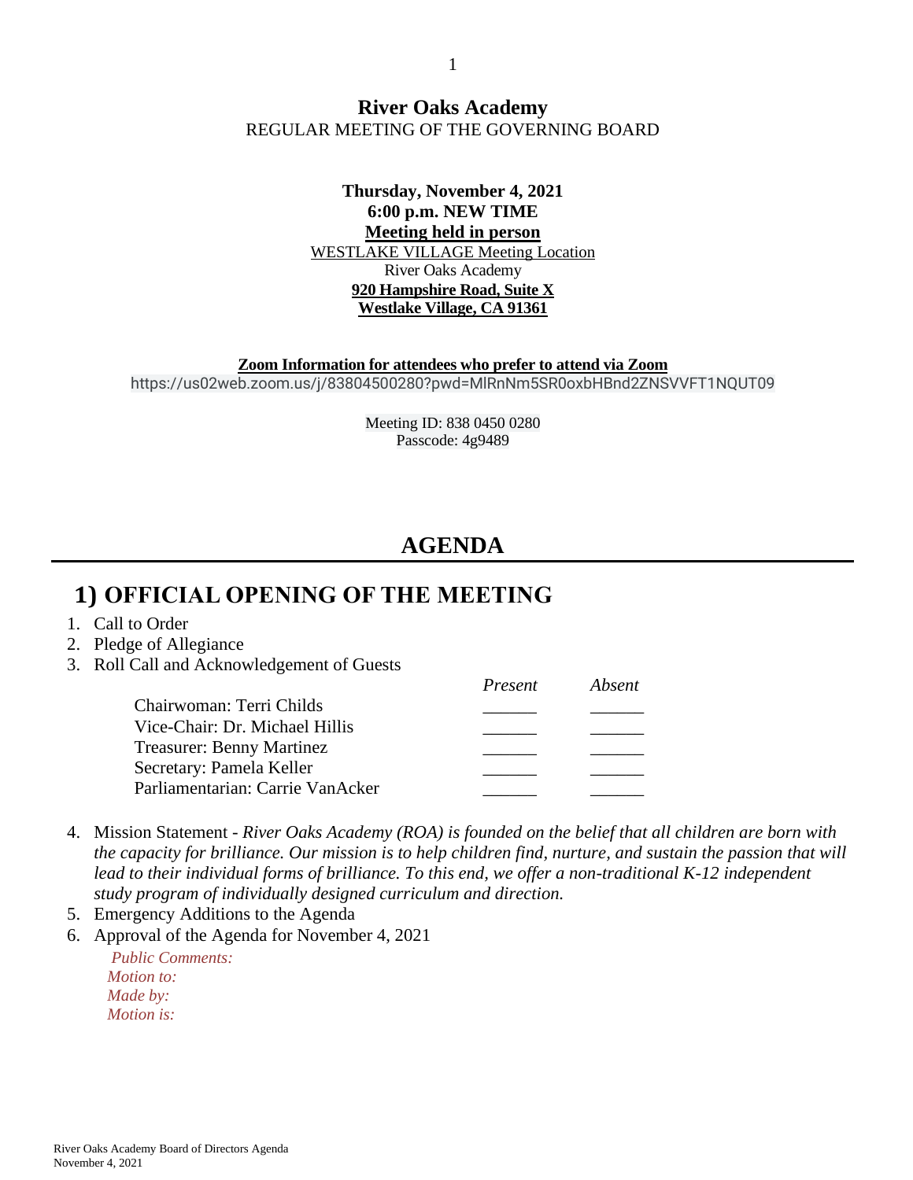# River Oaks Academy

REGULAR MEETING OF THE GOVERNING BOARD

**Thursday, November 4, 2021**
**6:00 p.m. NEW TIME**
**Meeting held in person**
WESTLAKE VILLAGE Meeting Location
River Oaks Academy
**920 Hampshire Road, Suite X**
**Westlake Village, CA 91361**

**Zoom Information for attendees who prefer to attend via Zoom**
https://us02web.zoom.us/j/83804500280?pwd=MlRnNm5SR0oxbHBnd2ZNSVVFT1NQUT09

Meeting ID: 838 0450 0280
Passcode: 4g9489

## AGENDA

## 1) OFFICIAL OPENING OF THE MEETING

1. Call to Order
2. Pledge of Allegiance
3. Roll Call and Acknowledgement of Guests

| | *Present* | *Absent* |
|---|---|---|
| Chairwoman: Terri Childs | ______ | ______ |
| Vice-Chair: Dr. Michael Hillis | ______ | ______ |
| Treasurer: Benny Martinez | ______ | ______ |
| Secretary: Pamela Keller | ______ | ______ |
| Parliamentarian: Carrie VanAcker | ______ | ______ |

4. Mission Statement - *River Oaks Academy (ROA) is founded on the belief that all children are born with the capacity for brilliance. Our mission is to help children find, nurture, and sustain the passion that will lead to their individual forms of brilliance. To this end, we offer a non-traditional K-12 independent study program of individually designed curriculum and direction.*
5. Emergency Additions to the Agenda
6. Approval of the Agenda for November 4, 2021

   *Public Comments:*
   *Motion to:*
   *Made by:*
   *Motion is:*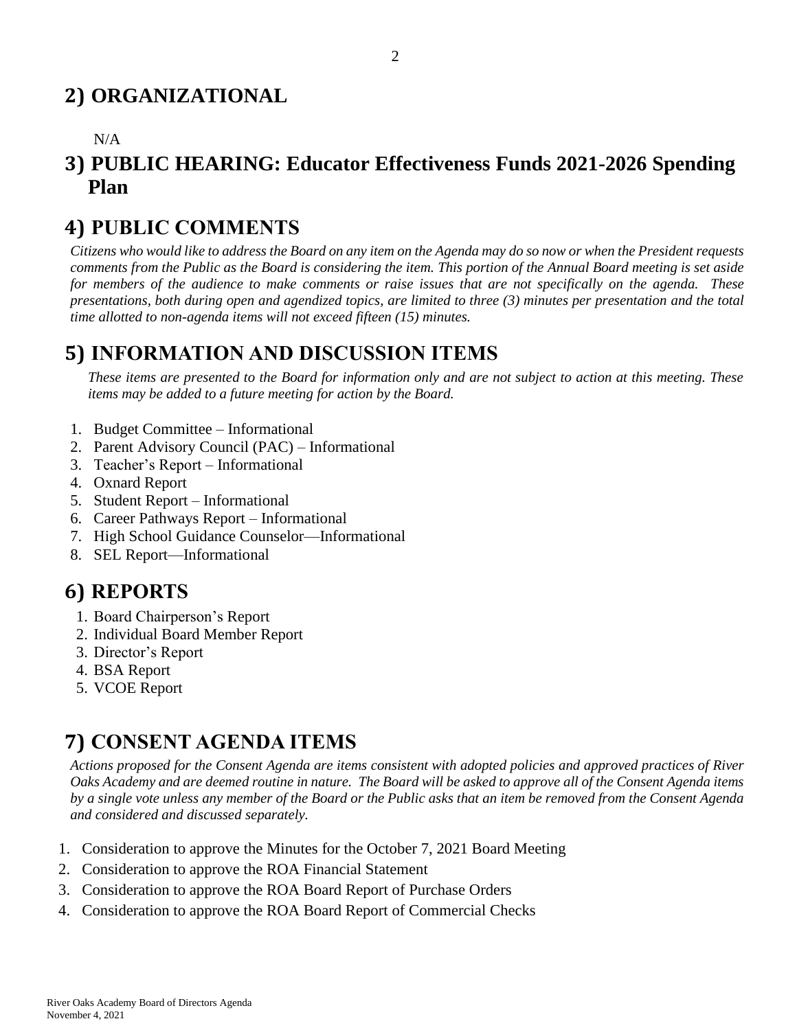## 2) ORGANIZATIONAL

N/A

## 3) PUBLIC HEARING: Educator Effectiveness Funds 2021-2026 Spending Plan

## 4) PUBLIC COMMENTS

*Citizens who would like to address the Board on any item on the Agenda may do so now or when the President requests comments from the Public as the Board is considering the item. This portion of the Annual Board meeting is set aside for members of the audience to make comments or raise issues that are not specifically on the agenda. These presentations, both during open and agendized topics, are limited to three (3) minutes per presentation and the total time allotted to non-agenda items will not exceed fifteen (15) minutes.*

## 5) INFORMATION AND DISCUSSION ITEMS

*These items are presented to the Board for information only and are not subject to action at this meeting. These items may be added to a future meeting for action by the Board.*

1. Budget Committee – Informational
2. Parent Advisory Council (PAC) – Informational
3. Teacher's Report – Informational
4. Oxnard Report
5. Student Report – Informational
6. Career Pathways Report – Informational
7. High School Guidance Counselor—Informational
8. SEL Report—Informational

## 6) REPORTS

1. Board Chairperson's Report
2. Individual Board Member Report
3. Director's Report
4. BSA Report
5. VCOE Report

## 7) CONSENT AGENDA ITEMS

*Actions proposed for the Consent Agenda are items consistent with adopted policies and approved practices of River Oaks Academy and are deemed routine in nature. The Board will be asked to approve all of the Consent Agenda items by a single vote unless any member of the Board or the Public asks that an item be removed from the Consent Agenda and considered and discussed separately.*

1. Consideration to approve the Minutes for the October 7, 2021 Board Meeting
2. Consideration to approve the ROA Financial Statement
3. Consideration to approve the ROA Board Report of Purchase Orders
4. Consideration to approve the ROA Board Report of Commercial Checks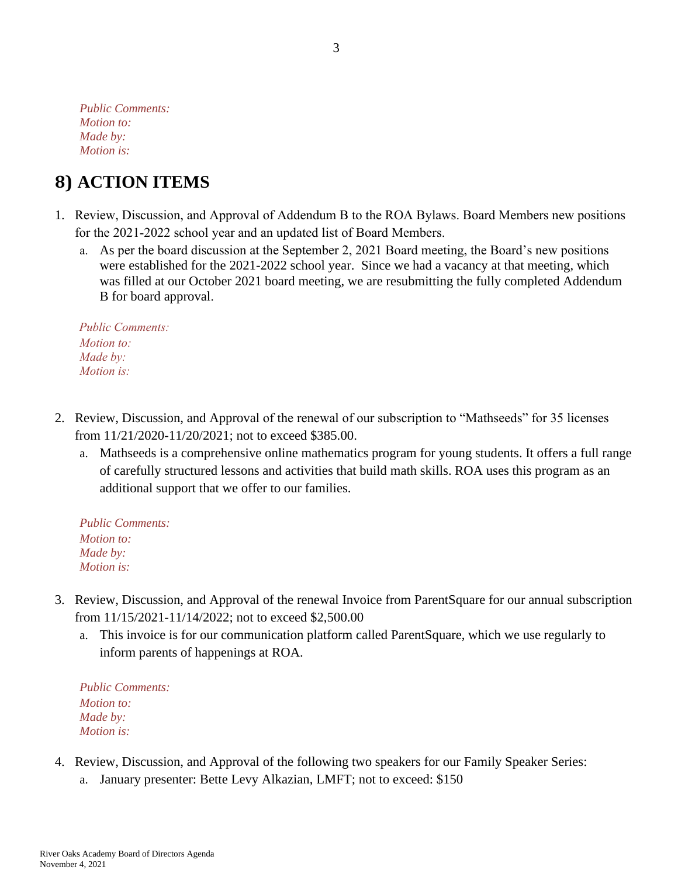*Public Comments:*
*Motion to:*
*Made by:*
*Motion is:*

# 8) ACTION ITEMS

1. Review, Discussion, and Approval of Addendum B to the ROA Bylaws. Board Members new positions for the 2021-2022 school year and an updated list of Board Members.
   a. As per the board discussion at the September 2, 2021 Board meeting, the Board's new positions were established for the 2021-2022 school year. Since we had a vacancy at that meeting, which was filled at our October 2021 board meeting, we are resubmitting the fully completed Addendum B for board approval.

   *Public Comments:*
   *Motion to:*
   *Made by:*
   *Motion is:*

2. Review, Discussion, and Approval of the renewal of our subscription to "Mathseeds" for 35 licenses from 11/21/2020-11/20/2021; not to exceed $385.00.
   a. Mathseeds is a comprehensive online mathematics program for young students. It offers a full range of carefully structured lessons and activities that build math skills. ROA uses this program as an additional support that we offer to our families.

   *Public Comments:*
   *Motion to:*
   *Made by:*
   *Motion is:*

3. Review, Discussion, and Approval of the renewal Invoice from ParentSquare for our annual subscription from 11/15/2021-11/14/2022; not to exceed $2,500.00
   a. This invoice is for our communication platform called ParentSquare, which we use regularly to inform parents of happenings at ROA.

   *Public Comments:*
   *Motion to:*
   *Made by:*
   *Motion is:*

4. Review, Discussion, and Approval of the following two speakers for our Family Speaker Series:
   a. January presenter: Bette Levy Alkazian, LMFT; not to exceed: $150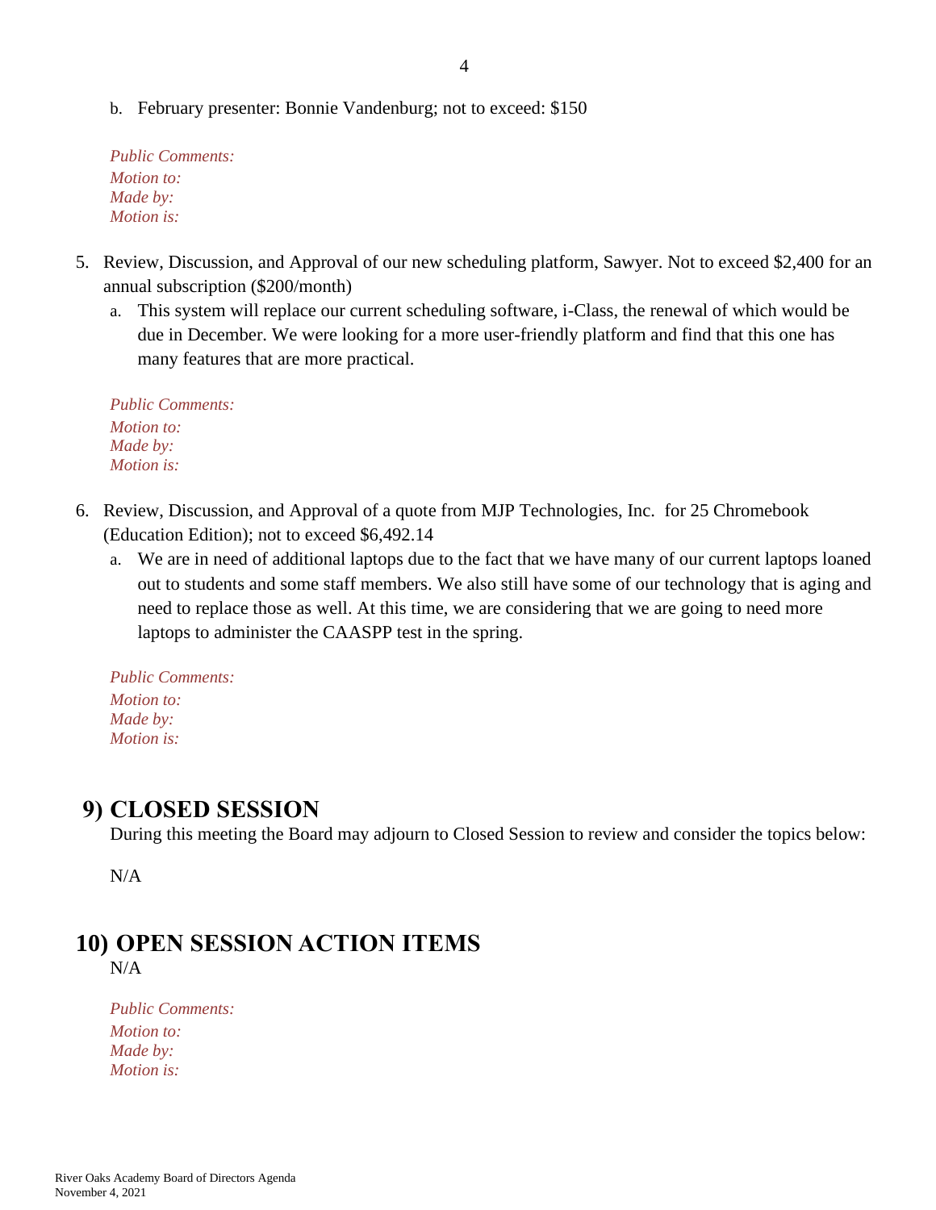b. February presenter: Bonnie Vandenburg; not to exceed: $150

*Public Comments:*
*Motion to:*
*Made by:*
*Motion is:*

5. Review, Discussion, and Approval of our new scheduling platform, Sawyer. Not to exceed $2,400 for an annual subscription ($200/month)
   a. This system will replace our current scheduling software, i-Class, the renewal of which would be due in December. We were looking for a more user-friendly platform and find that this one has many features that are more practical.

*Public Comments:*
*Motion to:*
*Made by:*
*Motion is:*

6. Review, Discussion, and Approval of a quote from MJP Technologies, Inc. for 25 Chromebook (Education Edition); not to exceed $6,492.14
   a. We are in need of additional laptops due to the fact that we have many of our current laptops loaned out to students and some staff members. We also still have some of our technology that is aging and need to replace those as well. At this time, we are considering that we are going to need more laptops to administer the CAASPP test in the spring.

*Public Comments:*
*Motion to:*
*Made by:*
*Motion is:*

## 9) CLOSED SESSION

During this meeting the Board may adjourn to Closed Session to review and consider the topics below:

N/A

## 10) OPEN SESSION ACTION ITEMS

N/A

*Public Comments:*
*Motion to:*
*Made by:*
*Motion is:*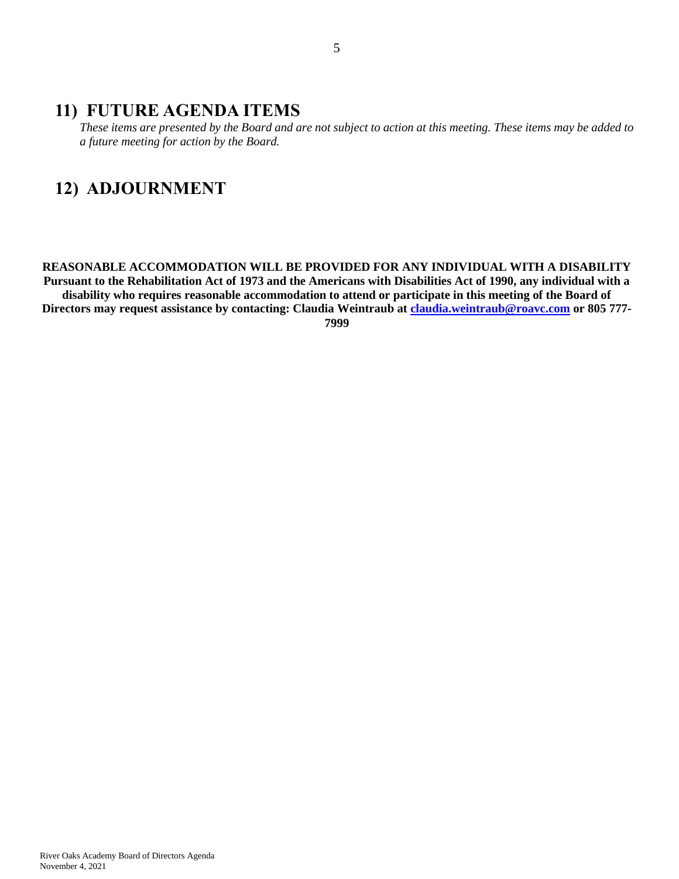## 11) FUTURE AGENDA ITEMS

*These items are presented by the Board and are not subject to action at this meeting. These items may be added to a future meeting for action by the Board.*

## 12) ADJOURNMENT

**REASONABLE ACCOMMODATION WILL BE PROVIDED FOR ANY INDIVIDUAL WITH A DISABILITY Pursuant to the Rehabilitation Act of 1973 and the Americans with Disabilities Act of 1990, any individual with a disability who requires reasonable accommodation to attend or participate in this meeting of the Board of Directors may request assistance by contacting: Claudia Weintraub at claudia.weintraub@roavc.com or 805 777-7999**